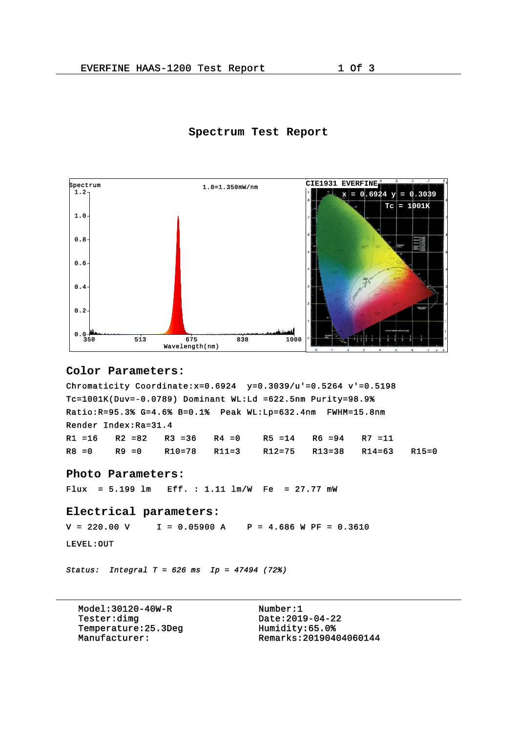# Spectrum Test Report

## Color Parameters:

Chromaticity Coordinate:x=0.6924  y=0.3039/u'=0.5264 v'=0.5198

Tc=1001K(Duv=-0.0789) Dominant WL:Ld =622.5nm Purity=98.9%

Ratio:R=95.3% G=4.6% B=0.1%  Peak WL:Lp=632.4nm  FWHM=15.8nm

Render Index:Ra=31.4

| R1 =16 | R2 =82 | R3 =36 | R4 =0 | R5 =14 | R6 =94 | R7 =11 | |
|---|---|---|---|---|---|---|---|
| R8 =0 | R9 =0 | R10=78 | R11=3 | R12=75 | R13=38 | R14=63 | R15=0 |

## Photo Parameters:

Flux = 5.199 lm   Eff. : 1.11 lm/W   Fe = 27.77 mW

## Electrical parameters:

V = 220.00 V   I = 0.05900 A   P = 4.686 W PF = 0.3610

LEVEL:OUT

*Status: Integral T = 626 ms  Ip = 47494 (72%)*

| | |
|---|---|
| Model:30120-40W-R | Number:1 |
| Tester:dimg | Date:2019-04-22 |
| Temperature:25.3Deg | Humidity:65.0% |
| Manufacturer: | Remarks:20190404060144 |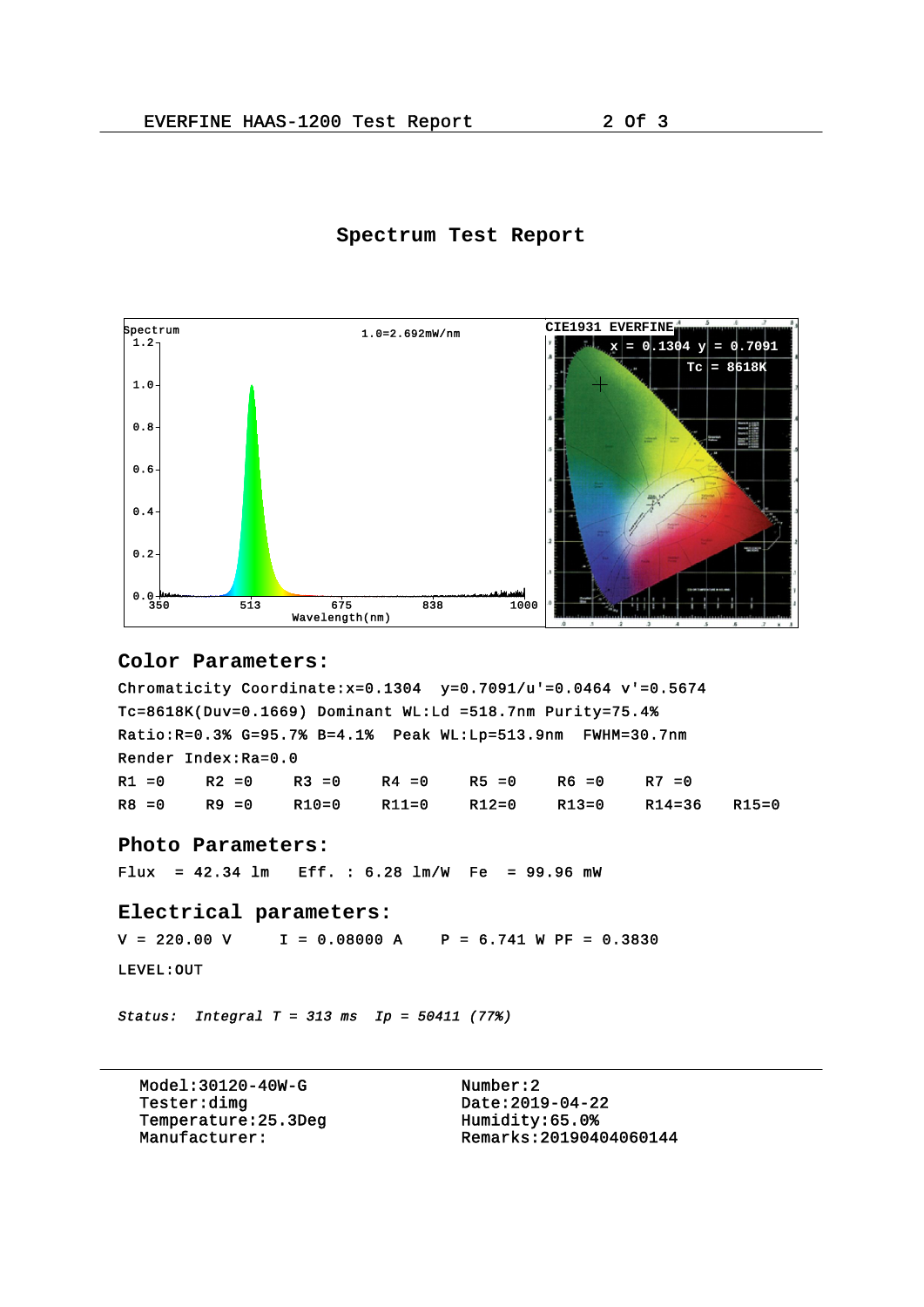# Spectrum Test Report

## Color Parameters:

Chromaticity Coordinate:x=0.1304 y=0.7091/u'=0.0464 v'=0.5674

Tc=8618K(Duv=0.1669) Dominant WL:Ld =518.7nm Purity=75.4%

Ratio:R=0.3% G=95.7% B=4.1% Peak WL:Lp=513.9nm FWHM=30.7nm

Render Index:Ra=0.0

| R1 =0 | R2 =0 | R3 =0 | R4 =0 | R5 =0 | R6 =0 | R7 =0 | |
|---|---|---|---|---|---|---|---|
| R8 =0 | R9 =0 | R10=0 | R11=0 | R12=0 | R13=0 | R14=36 | R15=0 |

## Photo Parameters:

Flux = 42.34 lm Eff. : 6.28 lm/W Fe = 99.96 mW

## Electrical parameters:

V = 220.00 V I = 0.08000 A P = 6.741 W PF = 0.3830

LEVEL:OUT

*Status: Integral T = 313 ms Ip = 50411 (77%)*

| | |
|---|---|
| Model:30120-40W-G | Number:2 |
| Tester:dimg | Date:2019-04-22 |
| Temperature:25.3Deg | Humidity:65.0% |
| Manufacturer: | Remarks:20190404060144 |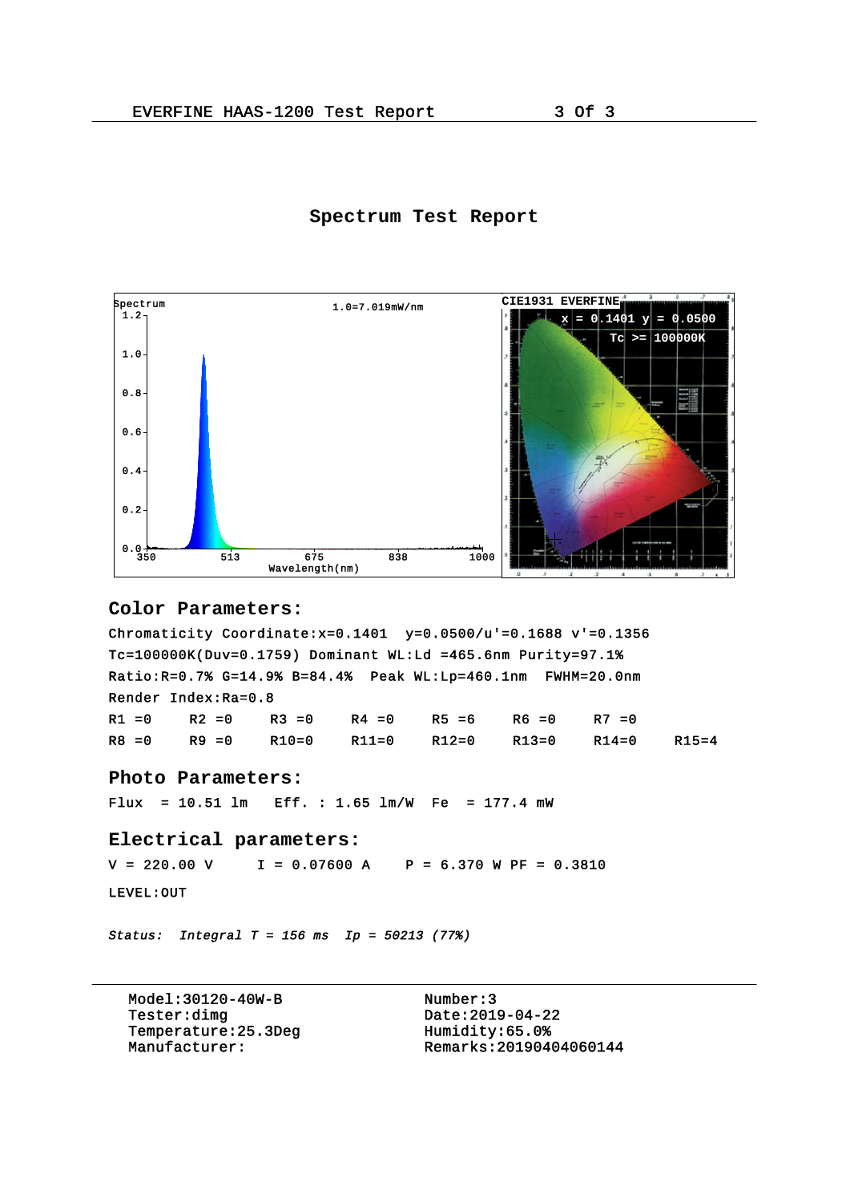# Spectrum Test Report

Spectrum
1.0=7.019mW/nm
1.2
1.0
0.8
0.6
0.4
0.2
0.0
350
513
675
838
1000
Wavelength(nm)

CIE1931 EVERFINE
x = 0.1401 y = 0.0500
Tc >= 100000K

## Color Parameters:

Chromaticity Coordinate:x=0.1401 y=0.0500/u'=0.1688 v'=0.1356

Tc=100000K(Duv=0.1759) Dominant WL:Ld =465.6nm Purity=97.1%

Ratio:R=0.7% G=14.9% B=84.4% Peak WL:Lp=460.1nm FWHM=20.0nm

Render Index:Ra=0.8

| | | | | | | | |
|---|---|---|---|---|---|---|---|
| R1 =0 | R2 =0 | R3 =0 | R4 =0 | R5 =6 | R6 =0 | R7 =0 | |
| R8 =0 | R9 =0 | R10=0 | R11=0 | R12=0 | R13=0 | R14=0 | R15=4 |

## Photo Parameters:

Flux = 10.51 lm Eff. : 1.65 lm/W Fe = 177.4 mW

## Electrical parameters:

V = 220.00 V I = 0.07600 A P = 6.370 W PF = 0.3810

LEVEL:OUT

*Status: Integral T = 156 ms Ip = 50213 (77%)*

| | |
|---|---|
| Model:30120-40W-B | Number:3 |
| Tester:dimg | Date:2019-04-22 |
| Temperature:25.3Deg | Humidity:65.0% |
| Manufacturer: | Remarks:20190404060144 |